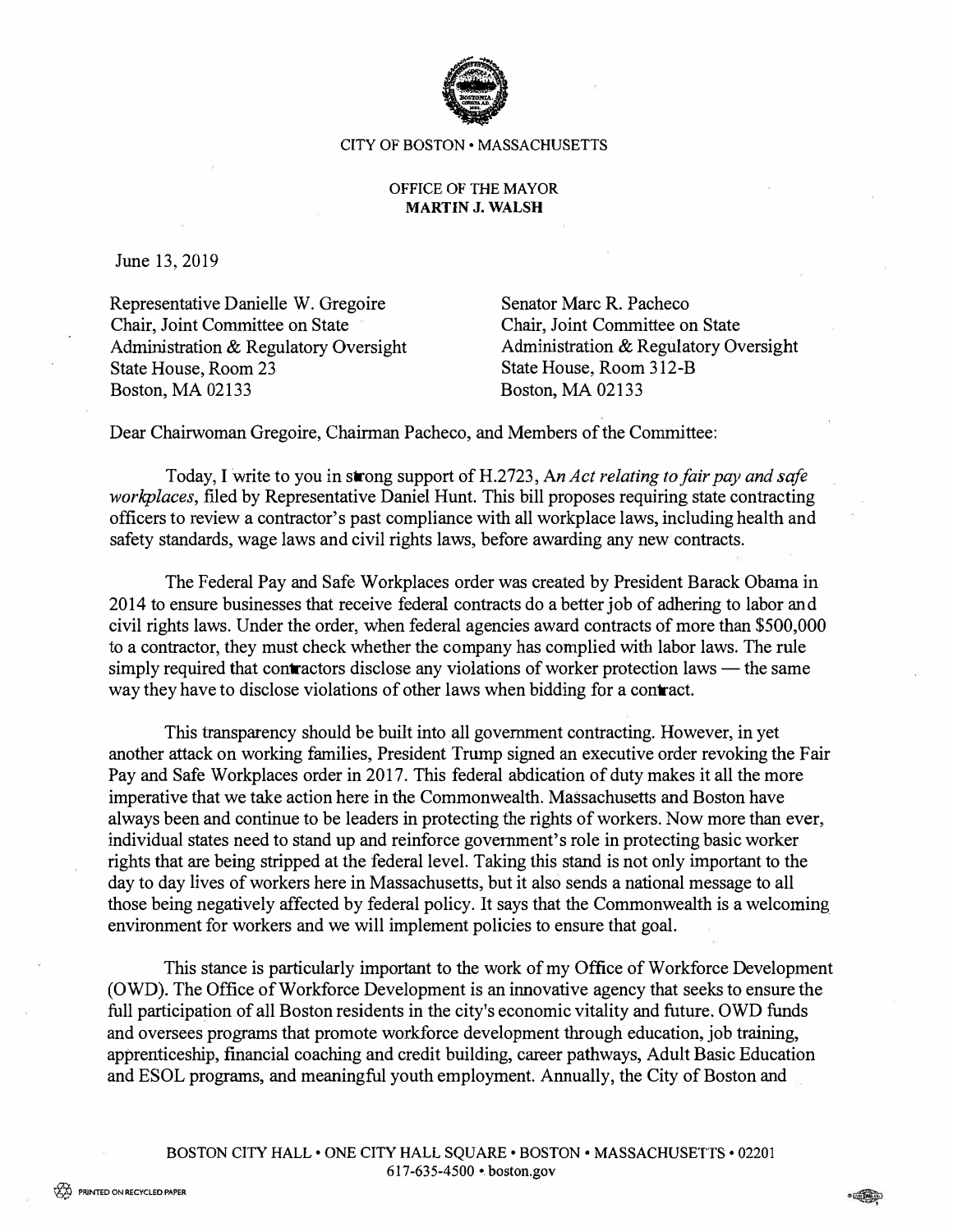CITY OF BOSTON • MASSACHUSETTS

OFFICE OF THE MAYOR
**MARTIN J. WALSH**

June 13, 2019

Representative Danielle W. Gregoire
Chair, Joint Committee on State Administration & Regulatory Oversight
State House, Room 23
Boston, MA 02133

Senator Marc R. Pacheco
Chair, Joint Committee on State Administration & Regulatory Oversight
State House, Room 312-B
Boston, MA 02133

Dear Chairwoman Gregoire, Chairman Pacheco, and Members of the Committee:

Today, I write to you in strong support of H.2723, A*n Act relating to fair pay and safe workplaces*, filed by Representative Daniel Hunt. This bill proposes requiring state contracting officers to review a contractor's past compliance with all workplace laws, including health and safety standards, wage laws and civil rights laws, before awarding any new contracts.

The Federal Pay and Safe Workplaces order was created by President Barack Obama in 2014 to ensure businesses that receive federal contracts do a better job of adhering to labor and civil rights laws. Under the order, when federal agencies award contracts of more than $500,000 to a contractor, they must check whether the company has complied with labor laws. The rule simply required that contractors disclose any violations of worker protection laws — the same way they have to disclose violations of other laws when bidding for a contract.

This transparency should be built into all government contracting. However, in yet another attack on working families, President Trump signed an executive order revoking the Fair Pay and Safe Workplaces order in 2017. This federal abdication of duty makes it all the more imperative that we take action here in the Commonwealth. Massachusetts and Boston have always been and continue to be leaders in protecting the rights of workers. Now more than ever, individual states need to stand up and reinforce government's role in protecting basic worker rights that are being stripped at the federal level. Taking this stand is not only important to the day to day lives of workers here in Massachusetts, but it also sends a national message to all those being negatively affected by federal policy. It says that the Commonwealth is a welcoming environment for workers and we will implement policies to ensure that goal.

This stance is particularly important to the work of my Office of Workforce Development (OWD). The Office of Workforce Development is an innovative agency that seeks to ensure the full participation of all Boston residents in the city's economic vitality and future. OWD funds and oversees programs that promote workforce development through education, job training, apprenticeship, financial coaching and credit building, career pathways, Adult Basic Education and ESOL programs, and meaningful youth employment. Annually, the City of Boston and

BOSTON CITY HALL • ONE CITY HALL SQUARE • BOSTON • MASSACHUSETTS • 02201
617-635-4500 • boston.gov

PRINTED ON RECYCLED PAPER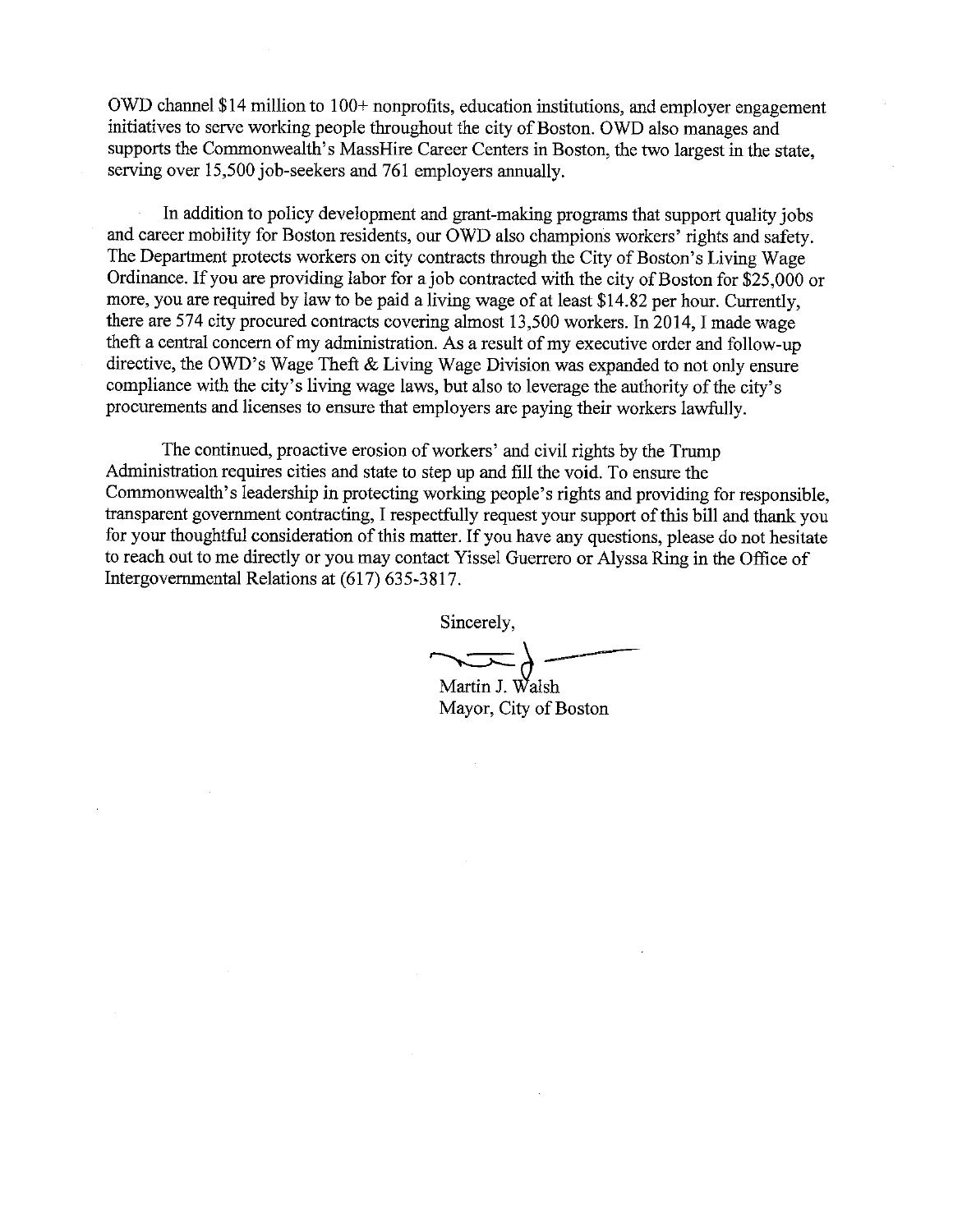OWD channel $14 million to 100+ nonprofits, education institutions, and employer engagement initiatives to serve working people throughout the city of Boston. OWD also manages and supports the Commonwealth's MassHire Career Centers in Boston, the two largest in the state, serving over 15,500 job-seekers and 761 employers annually.

In addition to policy development and grant-making programs that support quality jobs and career mobility for Boston residents, our OWD also champions workers' rights and safety. The Department protects workers on city contracts through the City of Boston's Living Wage Ordinance. If you are providing labor for a job contracted with the city of Boston for $25,000 or more, you are required by law to be paid a living wage of at least $14.82 per hour. Currently, there are 574 city procured contracts covering almost 13,500 workers. In 2014, I made wage theft a central concern of my administration. As a result of my executive order and follow-up directive, the OWD's Wage Theft & Living Wage Division was expanded to not only ensure compliance with the city's living wage laws, but also to leverage the authority of the city's procurements and licenses to ensure that employers are paying their workers lawfully.

The continued, proactive erosion of workers' and civil rights by the Trump Administration requires cities and state to step up and fill the void. To ensure the Commonwealth's leadership in protecting working people's rights and providing for responsible, transparent government contracting, I respectfully request your support of this bill and thank you for your thoughtful consideration of this matter. If you have any questions, please do not hesitate to reach out to me directly or you may contact Yissel Guerrero or Alyssa Ring in the Office of Intergovernmental Relations at (617) 635-3817.

Sincerely,

Martin J. Walsh
Mayor, City of Boston